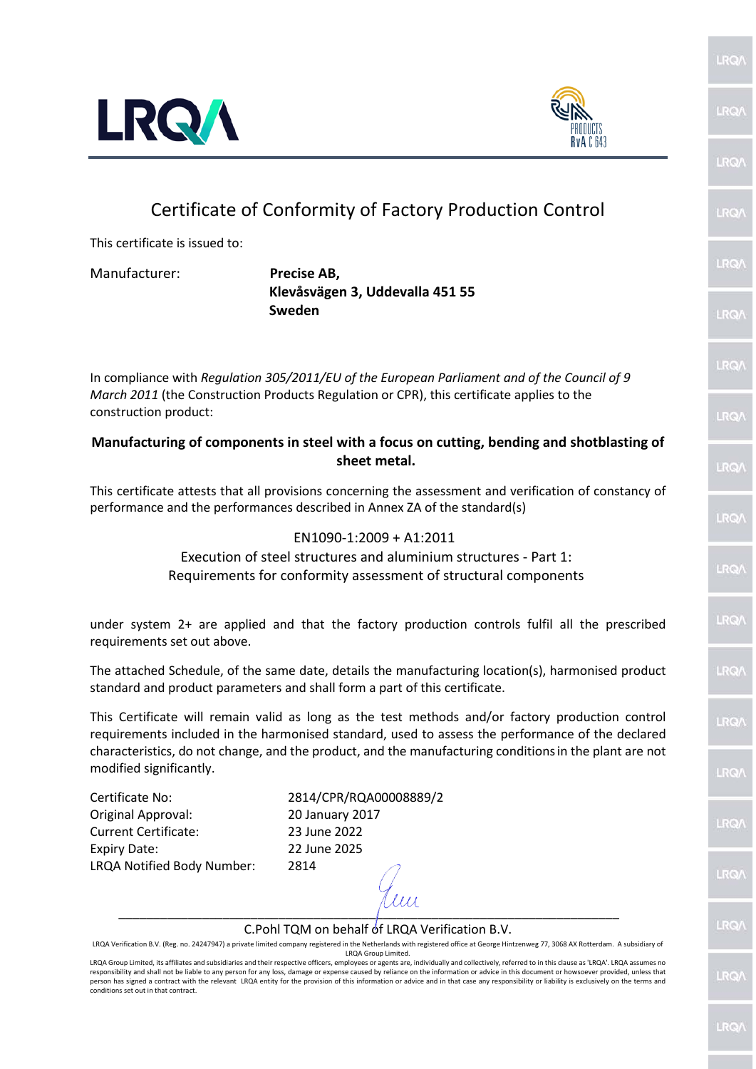# Certificate of Conformity of Factory Production Control

This certificate is issued to:

Manufacturer: **Precise AB,**
**Klevåsvägen 3, Uddevalla 451 55**
**Sweden**

In compliance with *Regulation 305/2011/EU of the European Parliament and of the Council of 9 March 2011* (the Construction Products Regulation or CPR), this certificate applies to the construction product:

**Manufacturing of components in steel with a focus on cutting, bending and shotblasting of sheet metal.**

This certificate attests that all provisions concerning the assessment and verification of constancy of performance and the performances described in Annex ZA of the standard(s)

EN1090-1:2009 + A1:2011
Execution of steel structures and aluminium structures - Part 1:
Requirements for conformity assessment of structural components

under system 2+ are applied and that the factory production controls fulfil all the prescribed requirements set out above.

The attached Schedule, of the same date, details the manufacturing location(s), harmonised product standard and product parameters and shall form a part of this certificate.

This Certificate will remain valid as long as the test methods and/or factory production control requirements included in the harmonised standard, used to assess the performance of the declared characteristics, do not change, and the product, and the manufacturing conditions in the plant are not modified significantly.

| | |
|---|---|
| Certificate No: | 2814/CPR/RQA00008889/2 |
| Original Approval: | 20 January 2017 |
| Current Certificate: | 23 June 2022 |
| Expiry Date: | 22 June 2025 |
| LRQA Notified Body Number: | 2814 |

C.Pohl TQM on behalf of LRQA Verification B.V.

LRQA Verification B.V. (Reg. no. 24247947) a private limited company registered in the Netherlands with registered office at George Hintzenweg 77, 3068 AX Rotterdam. A subsidiary of LRQA Group Limited.

LRQA Group Limited, its affiliates and subsidiaries and their respective officers, employees or agents are, individually and collectively, referred to in this clause as 'LRQA'. LRQA assumes no responsibility and shall not be liable to any person for any loss, damage or expense caused by reliance on the information or advice in this document or howsoever provided, unless that person has signed a contract with the relevant LRQA entity for the provision of this information or advice and in that case any responsibility or liability is exclusively on the terms and conditions set out in that contract.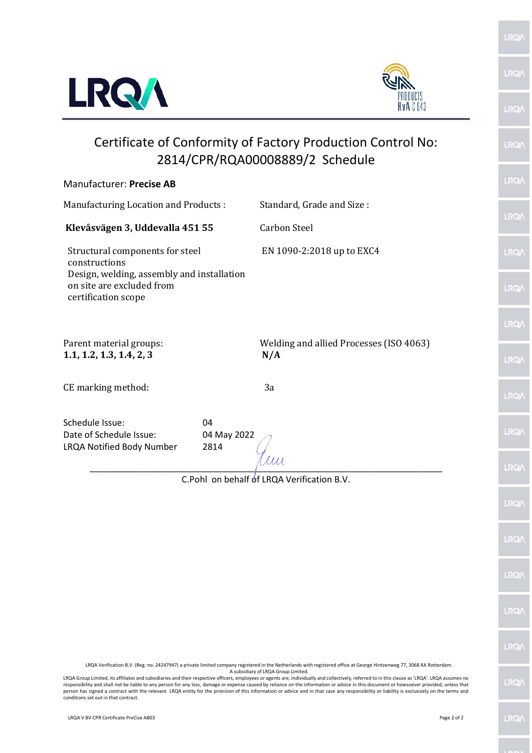# Certificate of Conformity of Factory Production Control No: 2814/CPR/RQA00008889/2 Schedule

Manufacturer: **Precise AB**

| Manufacturing Location and Products : | Standard, Grade and Size : |
|---|---|
| **Klevåsvägen 3, Uddevalla 451 55** | Carbon Steel |
| Structural components for steel constructions<br>Design, welding, assembly and installation on site are excluded from certification scope | EN 1090-2:2018 up to EXC4 |
| Parent material groups:<br>**1.1, 1.2, 1.3, 1.4, 2, 3** | Welding and allied Processes (ISO 4063)<br>**N/A** |
| CE marking method: | 3a |

Schedule Issue: 04
Date of Schedule Issue: 04 May 2022
LRQA Notified Body Number 2814

C.Pohl on behalf of LRQA Verification B.V.

LRQA Verification B.V. (Reg. no. 24247947) a private limited company registered in the Netherlands with registered office at George Hintzenweg 77, 3068 AX Rotterdam.
A subsidiary of LRQA Group Limited.

LRQA Group Limited, its affiliates and subsidiaries and their respective officers, employees or agents are, individually and collectively, referred to in this clause as 'LRQA'. LRQA assumes no responsibility and shall not be liable to any person for any loss, damage or expense caused by reliance on the information or advice in this document or howsoever provided, unless that person has signed a contract with the relevant LRQA entity for the provision of this information or advice and in that case any responsibility or liability is exclusively on the terms and conditions set out in that contract.

LRQA V BV CPR Certificate PreCise AB03